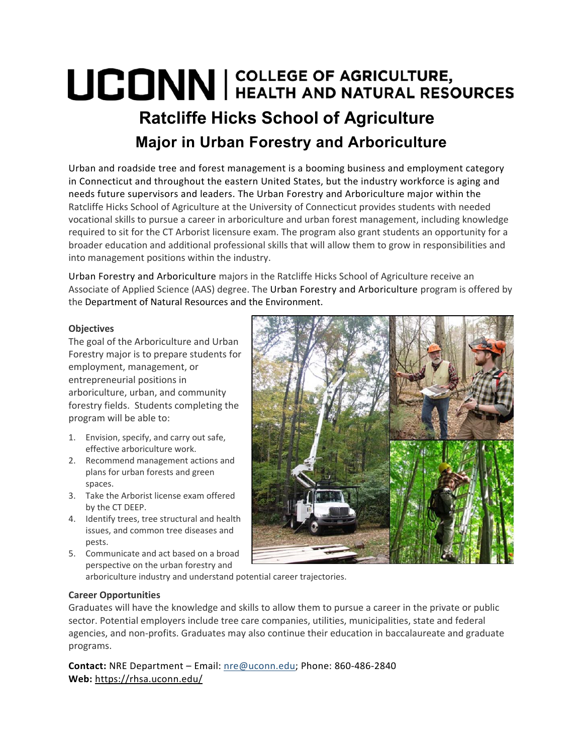# UCONN | COLLEGE OF AGRICULTURE, HEALTH AND NATURAL RESOURCES

## Ratcliffe Hicks School of Agriculture

## Major in Urban Forestry and Arboriculture

Urban and roadside tree and forest management is a booming business and employment category in Connecticut and throughout the eastern United States, but the industry workforce is aging and needs future supervisors and leaders. The Urban Forestry and Arboriculture major within the Ratcliffe Hicks School of Agriculture at the University of Connecticut provides students with needed vocational skills to pursue a career in arboriculture and urban forest management, including knowledge required to sit for the CT Arborist licensure exam. The program also grant students an opportunity for a broader education and additional professional skills that will allow them to grow in responsibilities and into management positions within the industry.

Urban Forestry and Arboriculture majors in the Ratcliffe Hicks School of Agriculture receive an Associate of Applied Science (AAS) degree. The Urban Forestry and Arboriculture program is offered by the Department of Natural Resources and the Environment.

**Objectives**

The goal of the Arboriculture and Urban Forestry major is to prepare students for employment, management, or entrepreneurial positions in arboriculture, urban, and community forestry fields. Students completing the program will be able to:

1. Envision, specify, and carry out safe, effective arboriculture work.
2. Recommend management actions and plans for urban forests and green spaces.
3. Take the Arborist license exam offered by the CT DEEP.
4. Identify trees, tree structural and health issues, and common tree diseases and pests.
5. Communicate and act based on a broad perspective on the urban forestry and arboriculture industry and understand potential career trajectories.

**Career Opportunities**

Graduates will have the knowledge and skills to allow them to pursue a career in the private or public sector. Potential employers include tree care companies, utilities, municipalities, state and federal agencies, and non-profits. Graduates may also continue their education in baccalaureate and graduate programs.

**Contact:** NRE Department – Email: nre@uconn.edu; Phone: 860-486-2840
**Web:** https://rhsa.uconn.edu/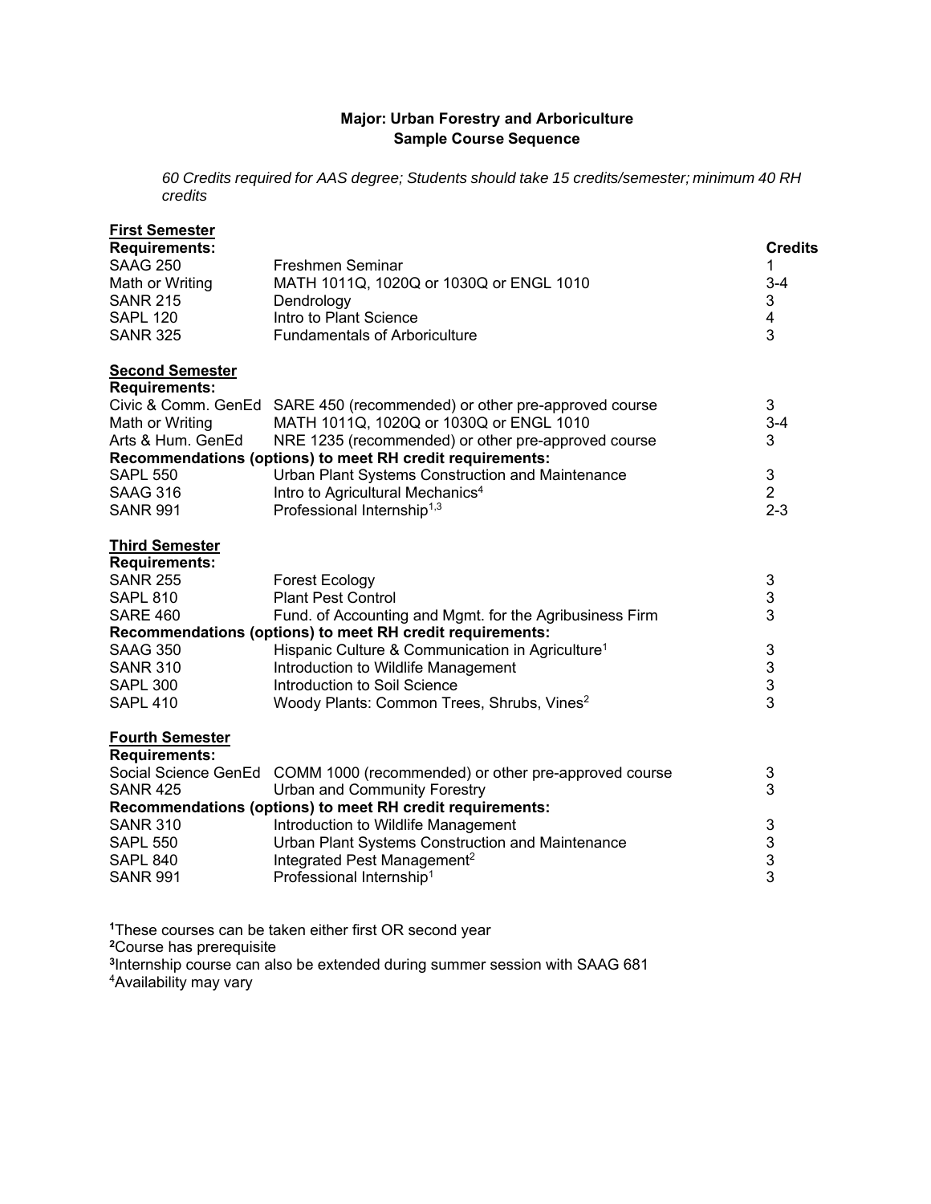**Major: Urban Forestry and Arboriculture**
**Sample Course Sequence**

*60 Credits required for AAS degree; Students should take 15 credits/semester; minimum 40 RH credits*

| | | |
|---|---|---|
| **First Semester** | | |
| **Requirements:** | | **Credits** |
| SAAG 250 | Freshmen Seminar | 1 |
| Math or Writing | MATH 1011Q, 1020Q or 1030Q or ENGL 1010 | 3-4 |
| SANR 215 | Dendrology | 3 |
| SAPL 120 | Intro to Plant Science | 4 |
| SANR 325 | Fundamentals of Arboriculture | 3 |
| **Second Semester** | | |
| **Requirements:** | | |
| Civic & Comm. GenEd | SARE 450 (recommended) or other pre-approved course | 3 |
| Math or Writing | MATH 1011Q, 1020Q or 1030Q or ENGL 1010 | 3-4 |
| Arts & Hum. GenEd | NRE 1235 (recommended) or other pre-approved course | 3 |
| **Recommendations (options) to meet RH credit requirements:** | | |
| SAPL 550 | Urban Plant Systems Construction and Maintenance | 3 |
| SAAG 316 | Intro to Agricultural Mechanics[4] | 2 |
| SANR 991 | Professional Internship[1,3] | 2-3 |
| **Third Semester** | | |
| **Requirements:** | | |
| SANR 255 | Forest Ecology | 3 |
| SAPL 810 | Plant Pest Control | 3 |
| SARE 460 | Fund. of Accounting and Mgmt. for the Agribusiness Firm | 3 |
| **Recommendations (options) to meet RH credit requirements:** | | |
| SAAG 350 | Hispanic Culture & Communication in Agriculture[1] | 3 |
| SANR 310 | Introduction to Wildlife Management | 3 |
| SAPL 300 | Introduction to Soil Science | 3 |
| SAPL 410 | Woody Plants: Common Trees, Shrubs, Vines[2] | 3 |
| **Fourth Semester** | | |
| **Requirements:** | | |
| Social Science GenEd | COMM 1000 (recommended) or other pre-approved course | 3 |
| SANR 425 | Urban and Community Forestry | 3 |
| **Recommendations (options) to meet RH credit requirements:** | | |
| SANR 310 | Introduction to Wildlife Management | 3 |
| SAPL 550 | Urban Plant Systems Construction and Maintenance | 3 |
| SAPL 840 | Integrated Pest Management[2] | 3 |
| SANR 991 | Professional Internship[1] | 3 |

[1]These courses can be taken either first OR second year
[2]Course has prerequisite
[3]Internship course can also be extended during summer session with SAAG 681
[4]Availability may vary